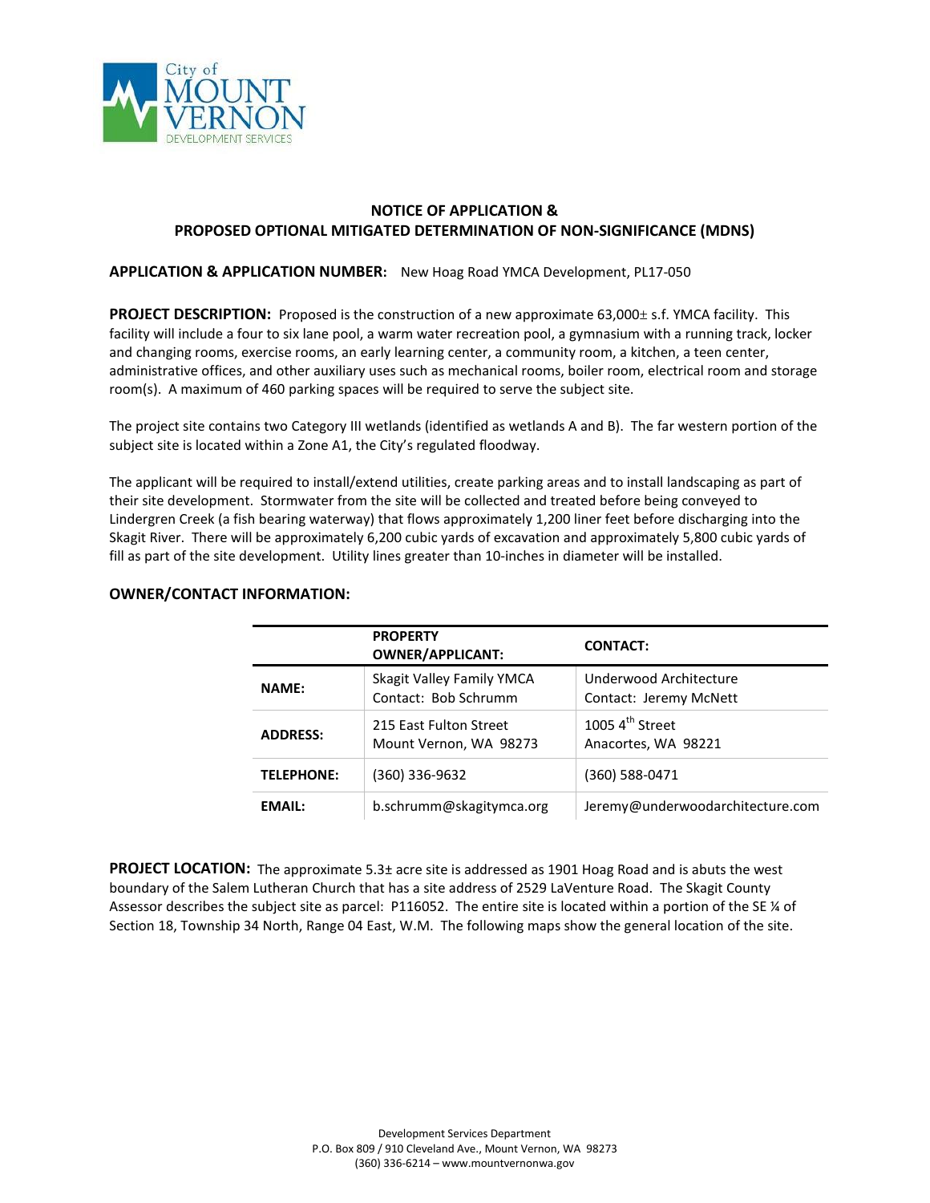## NOTICE OF APPLICATION & PROPOSED OPTIONAL MITIGATED DETERMINATION OF NON-SIGNIFICANCE (MDNS)

**APPLICATION & APPLICATION NUMBER:** New Hoag Road YMCA Development, PL17-050

**PROJECT DESCRIPTION:** Proposed is the construction of a new approximate 63,000± s.f. YMCA facility. This facility will include a four to six lane pool, a warm water recreation pool, a gymnasium with a running track, locker and changing rooms, exercise rooms, an early learning center, a community room, a kitchen, a teen center, administrative offices, and other auxiliary uses such as mechanical rooms, boiler room, electrical room and storage room(s). A maximum of 460 parking spaces will be required to serve the subject site.

The project site contains two Category III wetlands (identified as wetlands A and B). The far western portion of the subject site is located within a Zone A1, the City's regulated floodway.

The applicant will be required to install/extend utilities, create parking areas and to install landscaping as part of their site development. Stormwater from the site will be collected and treated before being conveyed to Lindergren Creek (a fish bearing waterway) that flows approximately 1,200 liner feet before discharging into the Skagit River. There will be approximately 6,200 cubic yards of excavation and approximately 5,800 cubic yards of fill as part of the site development. Utility lines greater than 10-inches in diameter will be installed.

**OWNER/CONTACT INFORMATION:**

| | **PROPERTY OWNER/APPLICANT:** | **CONTACT:** |
|---|---|---|
| **NAME:** | Skagit Valley Family YMCA<br>Contact: Bob Schrumm | Underwood Architecture<br>Contact: Jeremy McNett |
| **ADDRESS:** | 215 East Fulton Street<br>Mount Vernon, WA 98273 | 1005 4th Street<br>Anacortes, WA 98221 |
| **TELEPHONE:** | (360) 336-9632 | (360) 588-0471 |
| **EMAIL:** | b.schrumm@skagitymca.org | Jeremy@underwoodarchitecture.com |

**PROJECT LOCATION:** The approximate 5.3± acre site is addressed as 1901 Hoag Road and is abuts the west boundary of the Salem Lutheran Church that has a site address of 2529 LaVenture Road. The Skagit County Assessor describes the subject site as parcel: P116052. The entire site is located within a portion of the SE ¼ of Section 18, Township 34 North, Range 04 East, W.M. The following maps show the general location of the site.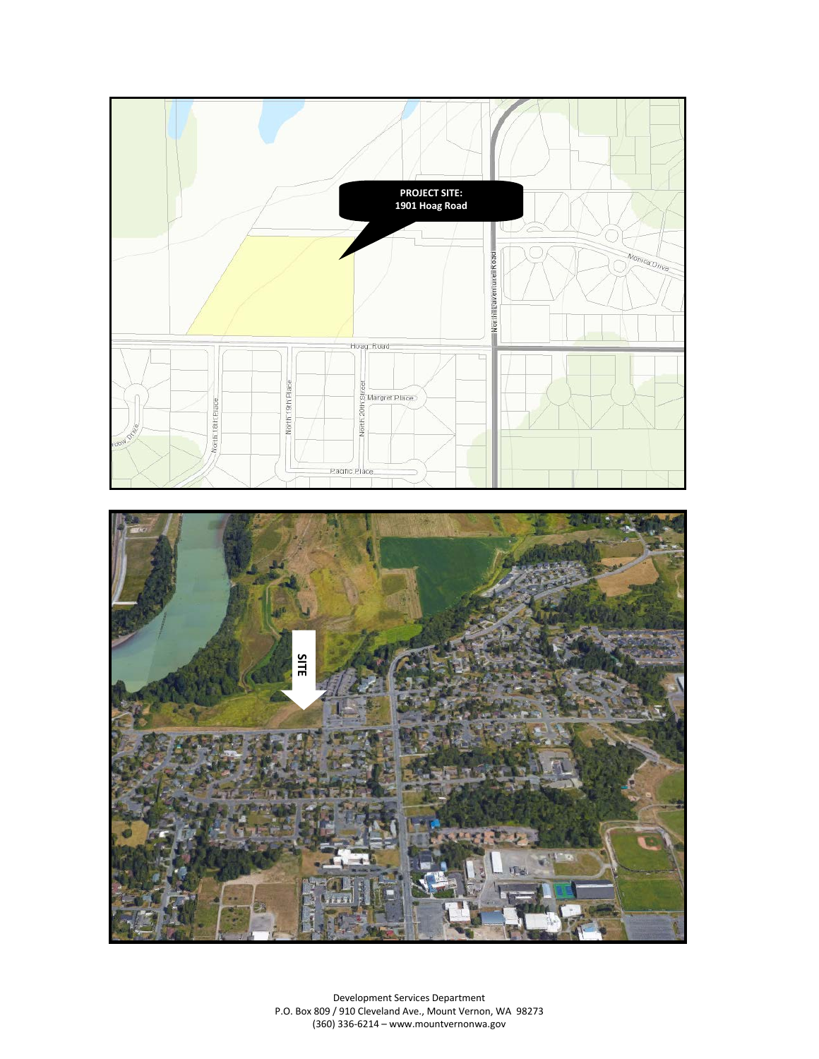**PROJECT SITE:**
**1901 Hoag Road**

**SITE**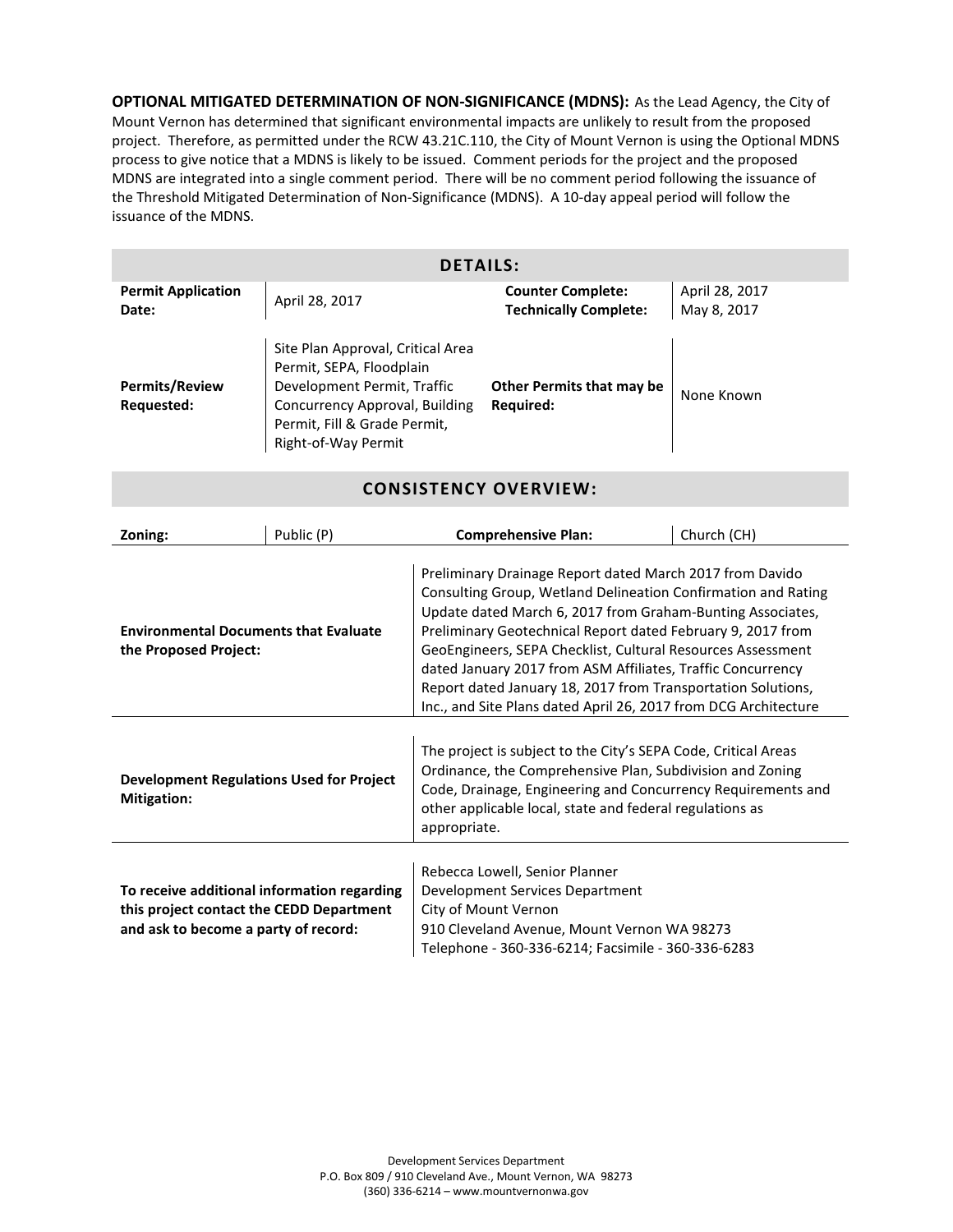**OPTIONAL MITIGATED DETERMINATION OF NON-SIGNIFICANCE (MDNS):** As the Lead Agency, the City of Mount Vernon has determined that significant environmental impacts are unlikely to result from the proposed project. Therefore, as permitted under the RCW 43.21C.110, the City of Mount Vernon is using the Optional MDNS process to give notice that a MDNS is likely to be issued. Comment periods for the project and the proposed MDNS are integrated into a single comment period. There will be no comment period following the issuance of the Threshold Mitigated Determination of Non-Significance (MDNS). A 10-day appeal period will follow the issuance of the MDNS.

## DETAILS:

| | | | |
|---|---|---|---|
| **Permit Application Date:** | April 28, 2017 | **Counter Complete:** <br> **Technically Complete:** | April 28, 2017 <br> May 8, 2017 |
| **Permits/Review Requested:** | Site Plan Approval, Critical Area Permit, SEPA, Floodplain Development Permit, Traffic Concurrency Approval, Building Permit, Fill & Grade Permit, Right-of-Way Permit | **Other Permits that may be Required:** | None Known |

## CONSISTENCY OVERVIEW:

| | | | |
|---|---|---|---|
| **Zoning:** | Public (P) | **Comprehensive Plan:** | Church (CH) |

| | |
|---|---|
| **Environmental Documents that Evaluate the Proposed Project:** | Preliminary Drainage Report dated March 2017 from Davido Consulting Group, Wetland Delineation Confirmation and Rating Update dated March 6, 2017 from Graham-Bunting Associates, Preliminary Geotechnical Report dated February 9, 2017 from GeoEngineers, SEPA Checklist, Cultural Resources Assessment dated January 2017 from ASM Affiliates, Traffic Concurrency Report dated January 18, 2017 from Transportation Solutions, Inc., and Site Plans dated April 26, 2017 from DCG Architecture |
| **Development Regulations Used for Project Mitigation:** | The project is subject to the City's SEPA Code, Critical Areas Ordinance, the Comprehensive Plan, Subdivision and Zoning Code, Drainage, Engineering and Concurrency Requirements and other applicable local, state and federal regulations as appropriate. |
| **To receive additional information regarding this project contact the CEDD Department and ask to become a party of record:** | Rebecca Lowell, Senior Planner <br> Development Services Department <br> City of Mount Vernon <br> 910 Cleveland Avenue, Mount Vernon WA 98273 <br> Telephone - 360-336-6214; Facsimile - 360-336-6283 |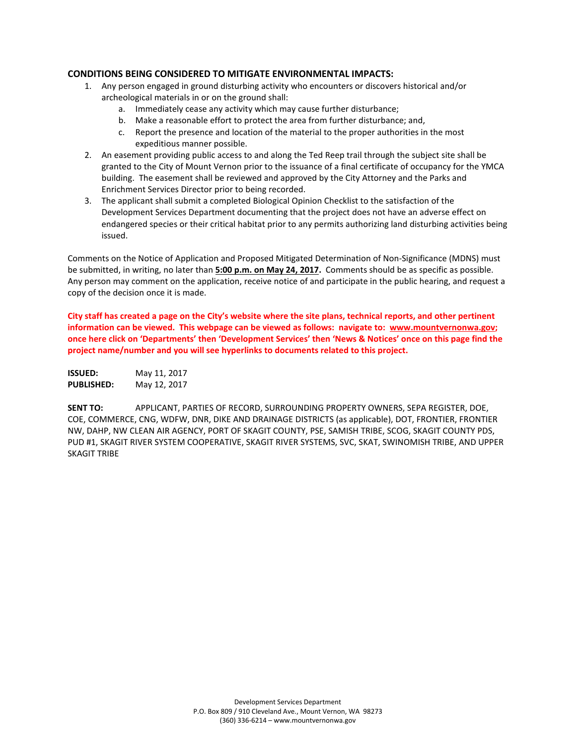## CONDITIONS BEING CONSIDERED TO MITIGATE ENVIRONMENTAL IMPACTS:

1. Any person engaged in ground disturbing activity who encounters or discovers historical and/or archeological materials in or on the ground shall:
   a. Immediately cease any activity which may cause further disturbance;
   b. Make a reasonable effort to protect the area from further disturbance; and,
   c. Report the presence and location of the material to the proper authorities in the most expeditious manner possible.
2. An easement providing public access to and along the Ted Reep trail through the subject site shall be granted to the City of Mount Vernon prior to the issuance of a final certificate of occupancy for the YMCA building. The easement shall be reviewed and approved by the City Attorney and the Parks and Enrichment Services Director prior to being recorded.
3. The applicant shall submit a completed Biological Opinion Checklist to the satisfaction of the Development Services Department documenting that the project does not have an adverse effect on endangered species or their critical habitat prior to any permits authorizing land disturbing activities being issued.

Comments on the Notice of Application and Proposed Mitigated Determination of Non-Significance (MDNS) must be submitted, in writing, no later than **5:00 p.m. on May 24, 2017.** Comments should be as specific as possible. Any person may comment on the application, receive notice of and participate in the public hearing, and request a copy of the decision once it is made.

**City staff has created a page on the City's website where the site plans, technical reports, and other pertinent information can be viewed. This webpage can be viewed as follows: navigate to: www.mountvernonwa.gov; once here click on 'Departments' then 'Development Services' then 'News & Notices' once on this page find the project name/number and you will see hyperlinks to documents related to this project.**

**ISSUED:** May 11, 2017
**PUBLISHED:** May 12, 2017

**SENT TO:** APPLICANT, PARTIES OF RECORD, SURROUNDING PROPERTY OWNERS, SEPA REGISTER, DOE, COE, COMMERCE, CNG, WDFW, DNR, DIKE AND DRAINAGE DISTRICTS (as applicable), DOT, FRONTIER, FRONTIER NW, DAHP, NW CLEAN AIR AGENCY, PORT OF SKAGIT COUNTY, PSE, SAMISH TRIBE, SCOG, SKAGIT COUNTY PDS, PUD #1, SKAGIT RIVER SYSTEM COOPERATIVE, SKAGIT RIVER SYSTEMS, SVC, SKAT, SWINOMISH TRIBE, AND UPPER SKAGIT TRIBE